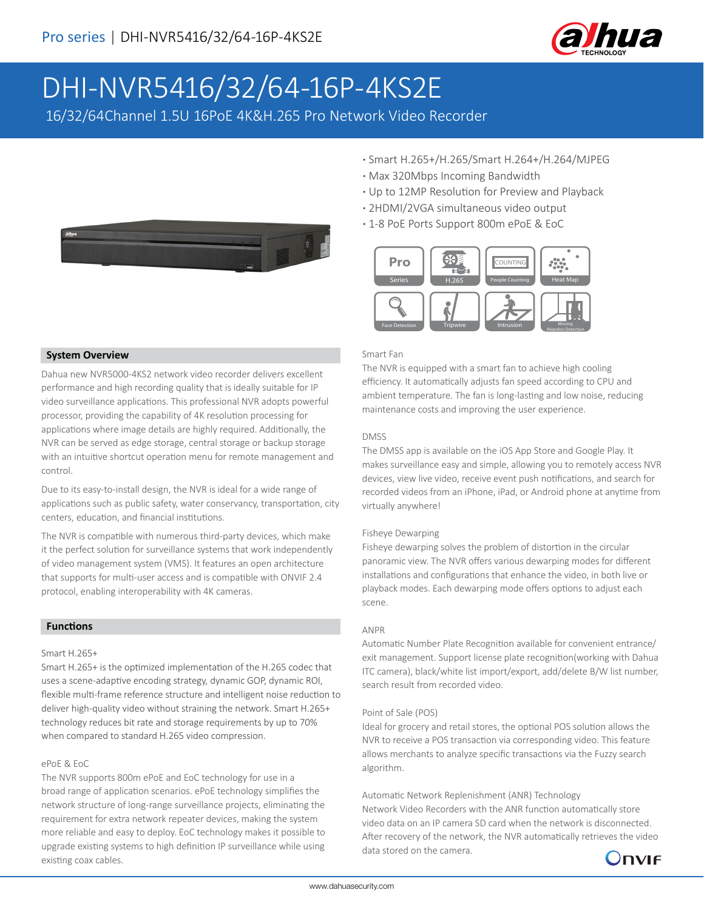# DHI-NVR5416/32/64-16P-4KS2E

16/32/64Channel 1.5U 16PoE 4K&H.265 Pro Network Video Recorder

- Smart H.265+/H.265/Smart H.264+/H.264/MJPEG
- Max 320Mbps Incoming Bandwidth
- Up to 12MP Resolution for Preview and Playback
- 2HDMI/2VGA simultaneous video output
- 1-8 PoE Ports Support 800m ePoE & EoC

Pro Series | H.265 | People Counting | Heat Map | Face Detection | Tripwire | Intrusion | Missing Abandon Detection

## System Overview

Dahua new NVR5000-4KS2 network video recorder delivers excellent performance and high recording quality that is ideally suitable for IP video surveillance applications. This professional NVR adopts powerful processor, providing the capability of 4K resolution processing for applications where image details are highly required. Additionally, the NVR can be served as edge storage, central storage or backup storage with an intuitive shortcut operation menu for remote management and control.

Due to its easy-to-install design, the NVR is ideal for a wide range of applications such as public safety, water conservancy, transportation, city centers, education, and financial institutions.

The NVR is compatible with numerous third-party devices, which make it the perfect solution for surveillance systems that work independently of video management system (VMS). It features an open architecture that supports for multi-user access and is compatible with ONVIF 2.4 protocol, enabling interoperability with 4K cameras.

## Functions

### Smart H.265+

Smart H.265+ is the optimized implementation of the H.265 codec that uses a scene-adaptive encoding strategy, dynamic GOP, dynamic ROI, flexible multi-frame reference structure and intelligent noise reduction to deliver high-quality video without straining the network. Smart H.265+ technology reduces bit rate and storage requirements by up to 70% when compared to standard H.265 video compression.

### ePoE & EoC

The NVR supports 800m ePoE and EoC technology for use in a broad range of application scenarios. ePoE technology simplifies the network structure of long-range surveillance projects, eliminating the requirement for extra network repeater devices, making the system more reliable and easy to deploy. EoC technology makes it possible to upgrade existing systems to high definition IP surveillance while using existing coax cables.

### Smart Fan

The NVR is equipped with a smart fan to achieve high cooling efficiency. It automatically adjusts fan speed according to CPU and ambient temperature. The fan is long-lasting and low noise, reducing maintenance costs and improving the user experience.

### DMSS

The DMSS app is available on the iOS App Store and Google Play. It makes surveillance easy and simple, allowing you to remotely access NVR devices, view live video, receive event push notifications, and search for recorded videos from an iPhone, iPad, or Android phone at anytime from virtually anywhere!

### Fisheye Dewarping

Fisheye dewarping solves the problem of distortion in the circular panoramic view. The NVR offers various dewarping modes for different installations and configurations that enhance the video, in both live or playback modes. Each dewarping mode offers options to adjust each scene.

### ANPR

Automatic Number Plate Recognition available for convenient entrance/exit management. Support license plate recognition(working with Dahua ITC camera), black/white list import/export, add/delete B/W list number, search result from recorded video.

### Point of Sale (POS)

Ideal for grocery and retail stores, the optional POS solution allows the NVR to receive a POS transaction via corresponding video. This feature allows merchants to analyze specific transactions via the Fuzzy search algorithm.

### Automatic Network Replenishment (ANR) Technology

Network Video Recorders with the ANR function automatically store video data on an IP camera SD card when the network is disconnected. After recovery of the network, the NVR automatically retrieves the video data stored on the camera.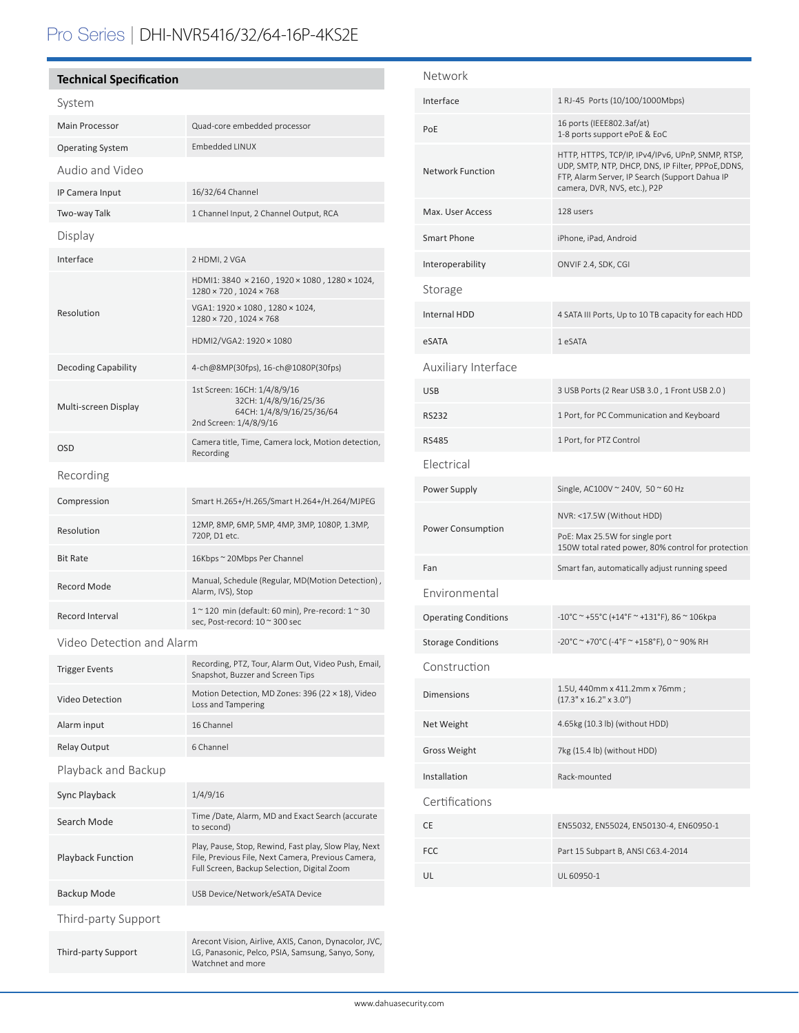# Pro Series | DHI-NVR5416/32/64-16P-4KS2E

## Technical Specification

| System | |
|---|---|
| Main Processor | Quad-core embedded processor |
| Operating System | Embedded LINUX |
| **Audio and Video** | |
| IP Camera Input | 16/32/64 Channel |
| Two-way Talk | 1 Channel Input, 2 Channel Output, RCA |
| **Display** | |
| Interface | 2 HDMI, 2 VGA |
| Resolution | HDMI1: 3840 × 2160 , 1920 × 1080 , 1280 × 1024, 1280 × 720 , 1024 × 768 |
| | VGA1: 1920 × 1080 , 1280 × 1024, 1280 × 720 , 1024 × 768 |
| | HDMI2/VGA2: 1920 × 1080 |
| Decoding Capability | 4-ch@8MP(30fps), 16-ch@1080P(30fps) |
| Multi-screen Display | 1st Screen: 16CH: 1/4/8/9/16<br>32CH: 1/4/8/9/16/25/36<br>64CH: 1/4/8/9/16/25/36/64<br>2nd Screen: 1/4/8/9/16 |
| OSD | Camera title, Time, Camera lock, Motion detection, Recording |
| **Recording** | |
| Compression | Smart H.265+/H.265/Smart H.264+/H.264/MJPEG |
| Resolution | 12MP, 8MP, 6MP, 5MP, 4MP, 3MP, 1080P, 1.3MP, 720P, D1 etc. |
| Bit Rate | 16Kbps ~ 20Mbps Per Channel |
| Record Mode | Manual, Schedule (Regular, MD(Motion Detection) , Alarm, IVS), Stop |
| Record Interval | 1 ~ 120 min (default: 60 min), Pre-record: 1 ~ 30 sec, Post-record: 10 ~ 300 sec |
| **Video Detection and Alarm** | |
| Trigger Events | Recording, PTZ, Tour, Alarm Out, Video Push, Email, Snapshot, Buzzer and Screen Tips |
| Video Detection | Motion Detection, MD Zones: 396 (22 × 18), Video Loss and Tampering |
| Alarm input | 16 Channel |
| Relay Output | 6 Channel |
| **Playback and Backup** | |
| Sync Playback | 1/4/9/16 |
| Search Mode | Time /Date, Alarm, MD and Exact Search (accurate to second) |
| Playback Function | Play, Pause, Stop, Rewind, Fast play, Slow Play, Next File, Previous File, Next Camera, Previous Camera, Full Screen, Backup Selection, Digital Zoom |
| Backup Mode | USB Device/Network/eSATA Device |
| **Third-party Support** | |
| Third-party Support | Arecont Vision, Airlive, AXIS, Canon, Dynacolor, JVC, LG, Panasonic, Pelco, PSIA, Samsung, Sanyo, Sony, Watchnet and more |
| **Network** | |
| Interface | 1 RJ-45 Ports (10/100/1000Mbps) |
| PoE | 16 ports (IEEE802.3af/at)<br>1-8 ports support ePoE & EoC |
| Network Function | HTTP, HTTPS, TCP/IP, IPv4/IPv6, UPnP, SNMP, RTSP, UDP, SMTP, NTP, DHCP, DNS, IP Filter, PPPoE,DDNS, FTP, Alarm Server, IP Search (Support Dahua IP camera, DVR, NVS, etc.), P2P |
| Max. User Access | 128 users |
| Smart Phone | iPhone, iPad, Android |
| Interoperability | ONVIF 2.4, SDK, CGI |
| **Storage** | |
| Internal HDD | 4 SATA III Ports, Up to 10 TB capacity for each HDD |
| eSATA | 1 eSATA |
| **Auxiliary Interface** | |
| USB | 3 USB Ports (2 Rear USB 3.0 , 1 Front USB 2.0 ) |
| RS232 | 1 Port, for PC Communication and Keyboard |
| RS485 | 1 Port, for PTZ Control |
| **Electrical** | |
| Power Supply | Single, AC100V ~ 240V, 50 ~ 60 Hz |
| Power Consumption | NVR: <17.5W (Without HDD) |
| | PoE: Max 25.5W for single port<br>150W total rated power, 80% control for protection |
| Fan | Smart fan, automatically adjust running speed |
| **Environmental** | |
| Operating Conditions | -10°C ~ +55°C (+14°F ~ +131°F), 86 ~ 106kpa |
| Storage Conditions | -20°C ~ +70°C (-4°F ~ +158°F), 0 ~ 90% RH |
| **Construction** | |
| Dimensions | 1.5U, 440mm x 411.2mm x 76mm ;<br>(17.3" x 16.2" x 3.0") |
| Net Weight | 4.65kg (10.3 lb) (without HDD) |
| Gross Weight | 7kg (15.4 lb) (without HDD) |
| Installation | Rack-mounted |
| **Certifications** | |
| CE | EN55032, EN55024, EN50130-4, EN60950-1 |
| FCC | Part 15 Subpart B, ANSI C63.4-2014 |
| UL | UL 60950-1 |

www.dahuasecurity.com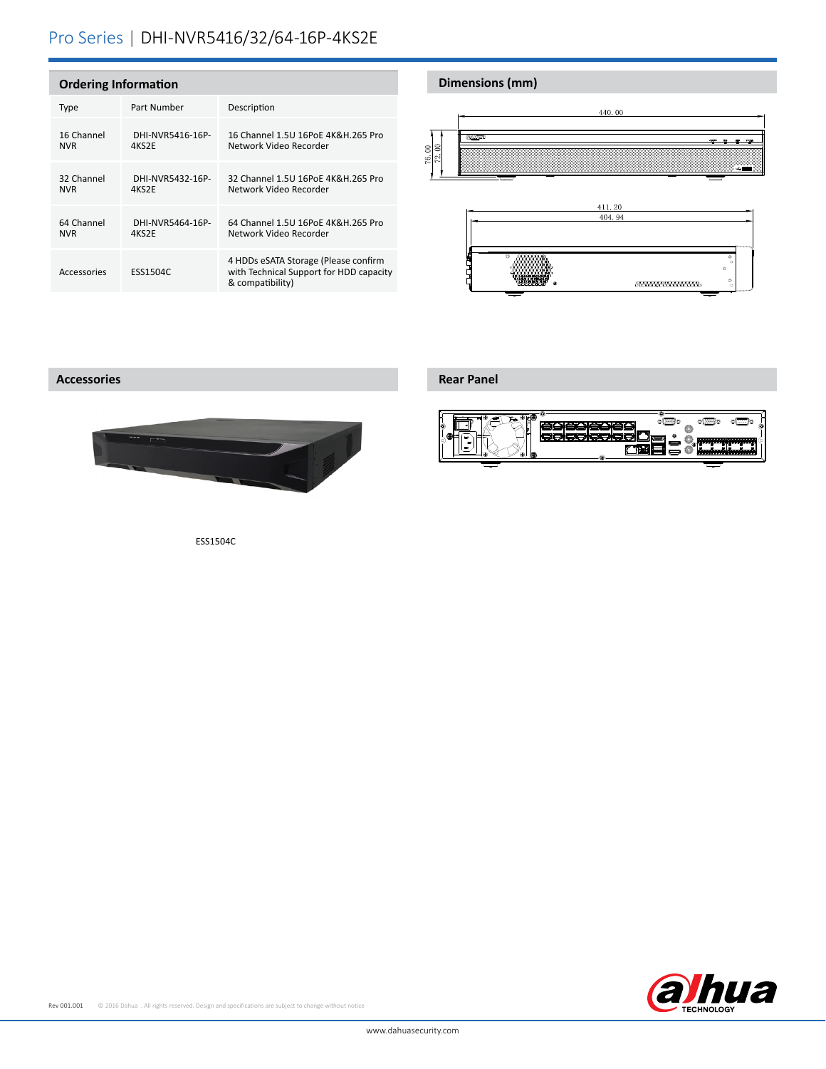## Ordering Information

| Type | Part Number | Description |
|---|---|---|
| 16 Channel NVR | DHI-NVR5416-16P-4KS2E | 16 Channel 1.5U 16PoE 4K&H.265 Pro Network Video Recorder |
| 32 Channel NVR | DHI-NVR5432-16P-4KS2E | 32 Channel 1.5U 16PoE 4K&H.265 Pro Network Video Recorder |
| 64 Channel NVR | DHI-NVR5464-16P-4KS2E | 64 Channel 1.5U 16PoE 4K&H.265 Pro Network Video Recorder |
| Accessories | ESS1504C | 4 HDDs eSATA Storage (Please confirm with Technical Support for HDD capacity & compatibility) |

## Dimensions (mm)

440.00
76.00
72.00
411.20
404.94

## Accessories

ESS1504C

## Rear Panel

Rev 001.001 © 2016 Dahua . All rights reserved. Design and specifications are subject to change without notice

www.dahuasecurity.com